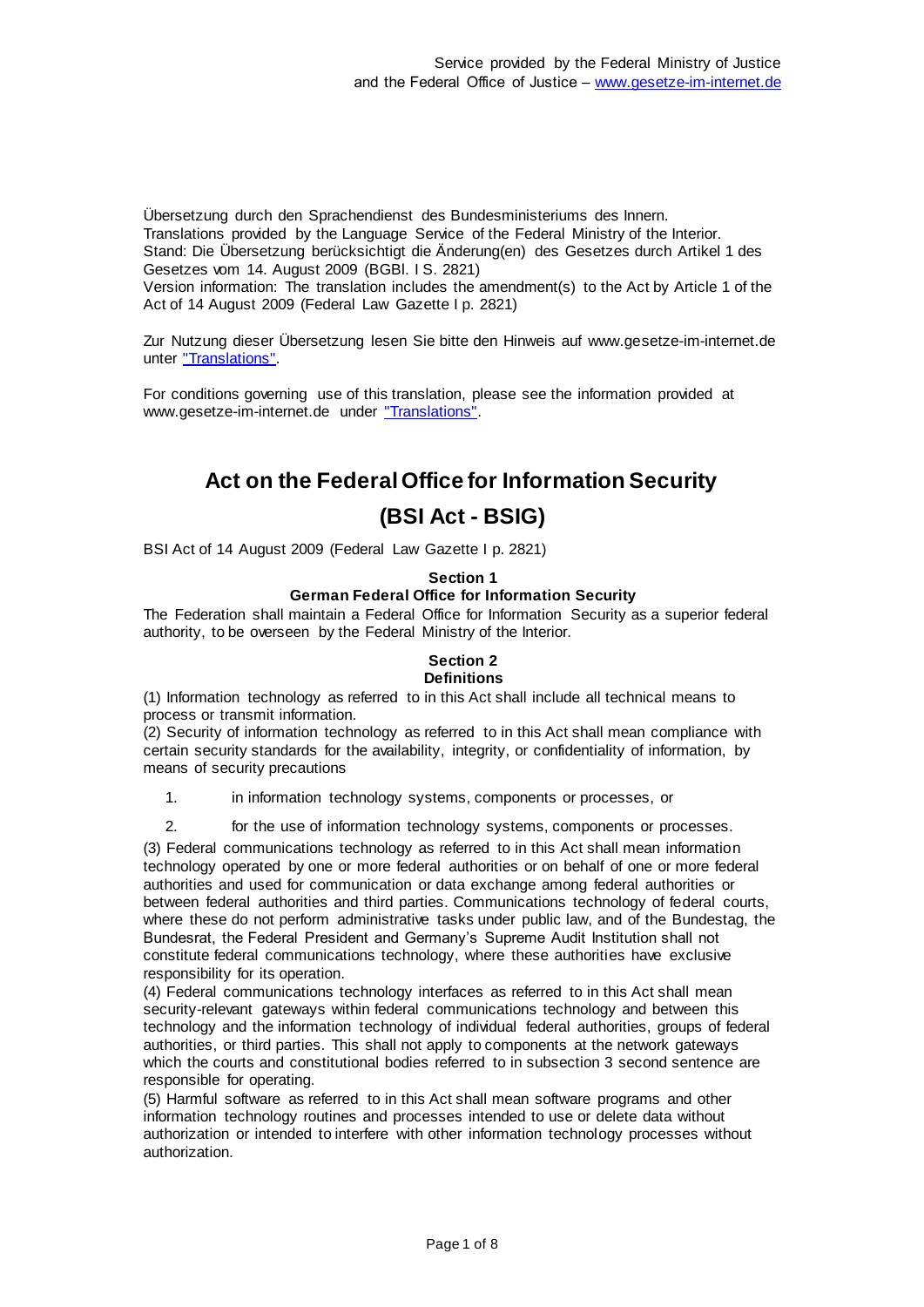Übersetzung durch den Sprachendienst des Bundesministeriums des Innern.
Translations provided by the Language Service of the Federal Ministry of the Interior.
Stand: Die Übersetzung berücksichtigt die Änderung(en) des Gesetzes durch Artikel 1 des Gesetzes vom 14. August 2009 (BGBl. I S. 2821)
Version information: The translation includes the amendment(s) to the Act by Article 1 of the Act of 14 August 2009 (Federal Law Gazette I p. 2821)

Zur Nutzung dieser Übersetzung lesen Sie bitte den Hinweis auf www.gesetze-im-internet.de unter "Translations".

For conditions governing use of this translation, please see the information provided at www.gesetze-im-internet.de under "Translations".

# Act on the Federal Office for Information Security

# (BSI Act - BSIG)

BSI Act of 14 August 2009 (Federal Law Gazette I p. 2821)

### Section 1
### German Federal Office for Information Security

The Federation shall maintain a Federal Office for Information Security as a superior federal authority, to be overseen by the Federal Ministry of the Interior.

### Section 2
### Definitions

(1) Information technology as referred to in this Act shall include all technical means to process or transmit information.

(2) Security of information technology as referred to in this Act shall mean compliance with certain security standards for the availability, integrity, or confidentiality of information, by means of security precautions

1. in information technology systems, components or processes, or
2. for the use of information technology systems, components or processes.

(3) Federal communications technology as referred to in this Act shall mean information technology operated by one or more federal authorities or on behalf of one or more federal authorities and used for communication or data exchange among federal authorities or between federal authorities and third parties. Communications technology of federal courts, where these do not perform administrative tasks under public law, and of the Bundestag, the Bundesrat, the Federal President and Germany's Supreme Audit Institution shall not constitute federal communications technology, where these authorities have exclusive responsibility for its operation.

(4) Federal communications technology interfaces as referred to in this Act shall mean security-relevant gateways within federal communications technology and between this technology and the information technology of individual federal authorities, groups of federal authorities, or third parties. This shall not apply to components at the network gateways which the courts and constitutional bodies referred to in subsection 3 second sentence are responsible for operating.

(5) Harmful software as referred to in this Act shall mean software programs and other information technology routines and processes intended to use or delete data without authorization or intended to interfere with other information technology processes without authorization.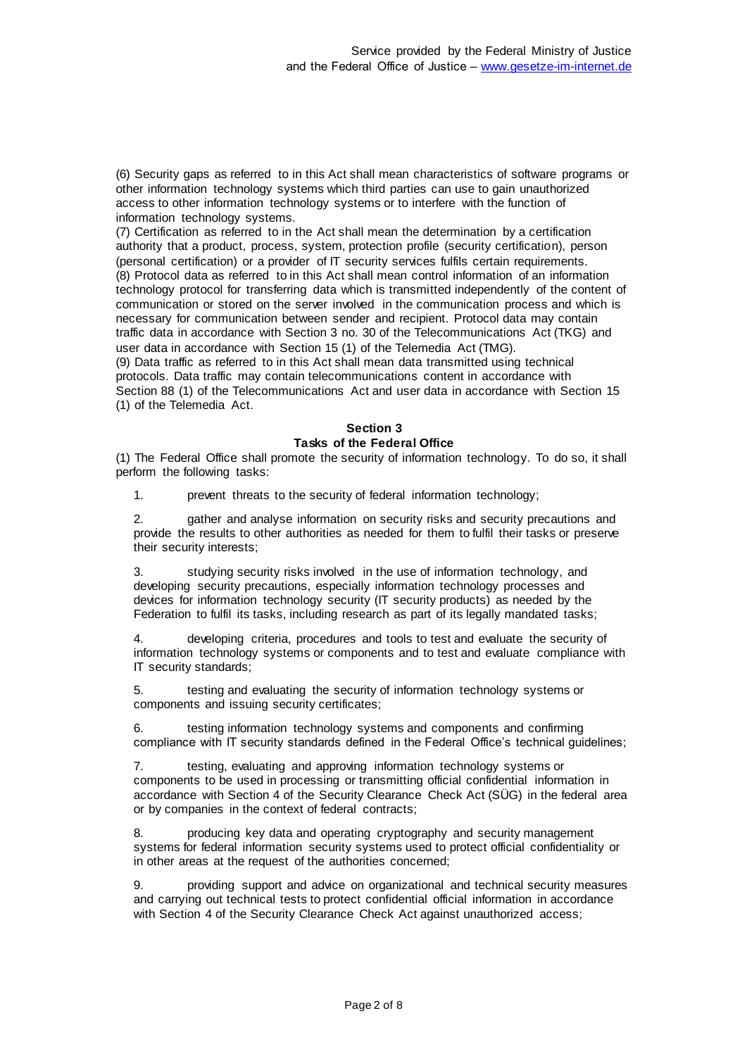(6) Security gaps as referred to in this Act shall mean characteristics of software programs or other information technology systems which third parties can use to gain unauthorized access to other information technology systems or to interfere with the function of information technology systems.
(7) Certification as referred to in the Act shall mean the determination by a certification authority that a product, process, system, protection profile (security certification), person (personal certification) or a provider of IT security services fulfils certain requirements.
(8) Protocol data as referred to in this Act shall mean control information of an information technology protocol for transferring data which is transmitted independently of the content of communication or stored on the server involved in the communication process and which is necessary for communication between sender and recipient. Protocol data may contain traffic data in accordance with Section 3 no. 30 of the Telecommunications Act (TKG) and user data in accordance with Section 15 (1) of the Telemedia Act (TMG).
(9) Data traffic as referred to in this Act shall mean data transmitted using technical protocols. Data traffic may contain telecommunications content in accordance with Section 88 (1) of the Telecommunications Act and user data in accordance with Section 15 (1) of the Telemedia Act.

## Section 3
## Tasks of the Federal Office

(1) The Federal Office shall promote the security of information technology. To do so, it shall perform the following tasks:

1. prevent threats to the security of federal information technology;

2. gather and analyse information on security risks and security precautions and provide the results to other authorities as needed for them to fulfil their tasks or preserve their security interests;

3. studying security risks involved in the use of information technology, and developing security precautions, especially information technology processes and devices for information technology security (IT security products) as needed by the Federation to fulfil its tasks, including research as part of its legally mandated tasks;

4. developing criteria, procedures and tools to test and evaluate the security of information technology systems or components and to test and evaluate compliance with IT security standards;

5. testing and evaluating the security of information technology systems or components and issuing security certificates;

6. testing information technology systems and components and confirming compliance with IT security standards defined in the Federal Office's technical guidelines;

7. testing, evaluating and approving information technology systems or components to be used in processing or transmitting official confidential information in accordance with Section 4 of the Security Clearance Check Act (SÜG) in the federal area or by companies in the context of federal contracts;

8. producing key data and operating cryptography and security management systems for federal information security systems used to protect official confidentiality or in other areas at the request of the authorities concerned;

9. providing support and advice on organizational and technical security measures and carrying out technical tests to protect confidential official information in accordance with Section 4 of the Security Clearance Check Act against unauthorized access;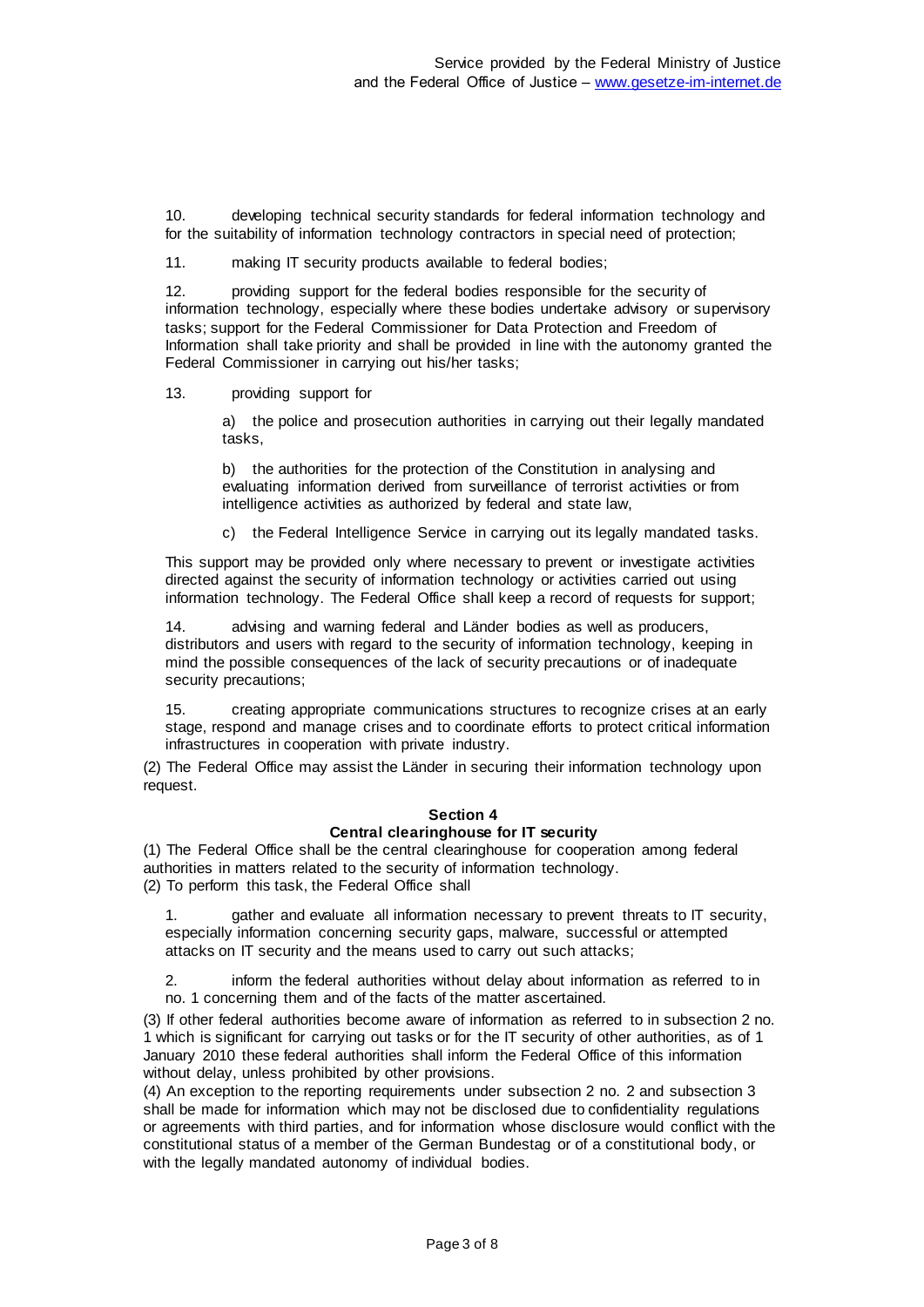10. developing technical security standards for federal information technology and for the suitability of information technology contractors in special need of protection;

11. making IT security products available to federal bodies;

12. providing support for the federal bodies responsible for the security of information technology, especially where these bodies undertake advisory or supervisory tasks; support for the Federal Commissioner for Data Protection and Freedom of Information shall take priority and shall be provided in line with the autonomy granted the Federal Commissioner in carrying out his/her tasks;

13. providing support for

   a) the police and prosecution authorities in carrying out their legally mandated tasks,

   b) the authorities for the protection of the Constitution in analysing and evaluating information derived from surveillance of terrorist activities or from intelligence activities as authorized by federal and state law,

   c) the Federal Intelligence Service in carrying out its legally mandated tasks.

This support may be provided only where necessary to prevent or investigate activities directed against the security of information technology or activities carried out using information technology. The Federal Office shall keep a record of requests for support;

14. advising and warning federal and Länder bodies as well as producers, distributors and users with regard to the security of information technology, keeping in mind the possible consequences of the lack of security precautions or of inadequate security precautions;

15. creating appropriate communications structures to recognize crises at an early stage, respond and manage crises and to coordinate efforts to protect critical information infrastructures in cooperation with private industry.

(2) The Federal Office may assist the Länder in securing their information technology upon request.

### Section 4
### Central clearinghouse for IT security

(1) The Federal Office shall be the central clearinghouse for cooperation among federal authorities in matters related to the security of information technology.

(2) To perform this task, the Federal Office shall

1. gather and evaluate all information necessary to prevent threats to IT security, especially information concerning security gaps, malware, successful or attempted attacks on IT security and the means used to carry out such attacks;

2. inform the federal authorities without delay about information as referred to in no. 1 concerning them and of the facts of the matter ascertained.

(3) If other federal authorities become aware of information as referred to in subsection 2 no. 1 which is significant for carrying out tasks or for the IT security of other authorities, as of 1 January 2010 these federal authorities shall inform the Federal Office of this information without delay, unless prohibited by other provisions.

(4) An exception to the reporting requirements under subsection 2 no. 2 and subsection 3 shall be made for information which may not be disclosed due to confidentiality regulations or agreements with third parties, and for information whose disclosure would conflict with the constitutional status of a member of the German Bundestag or of a constitutional body, or with the legally mandated autonomy of individual bodies.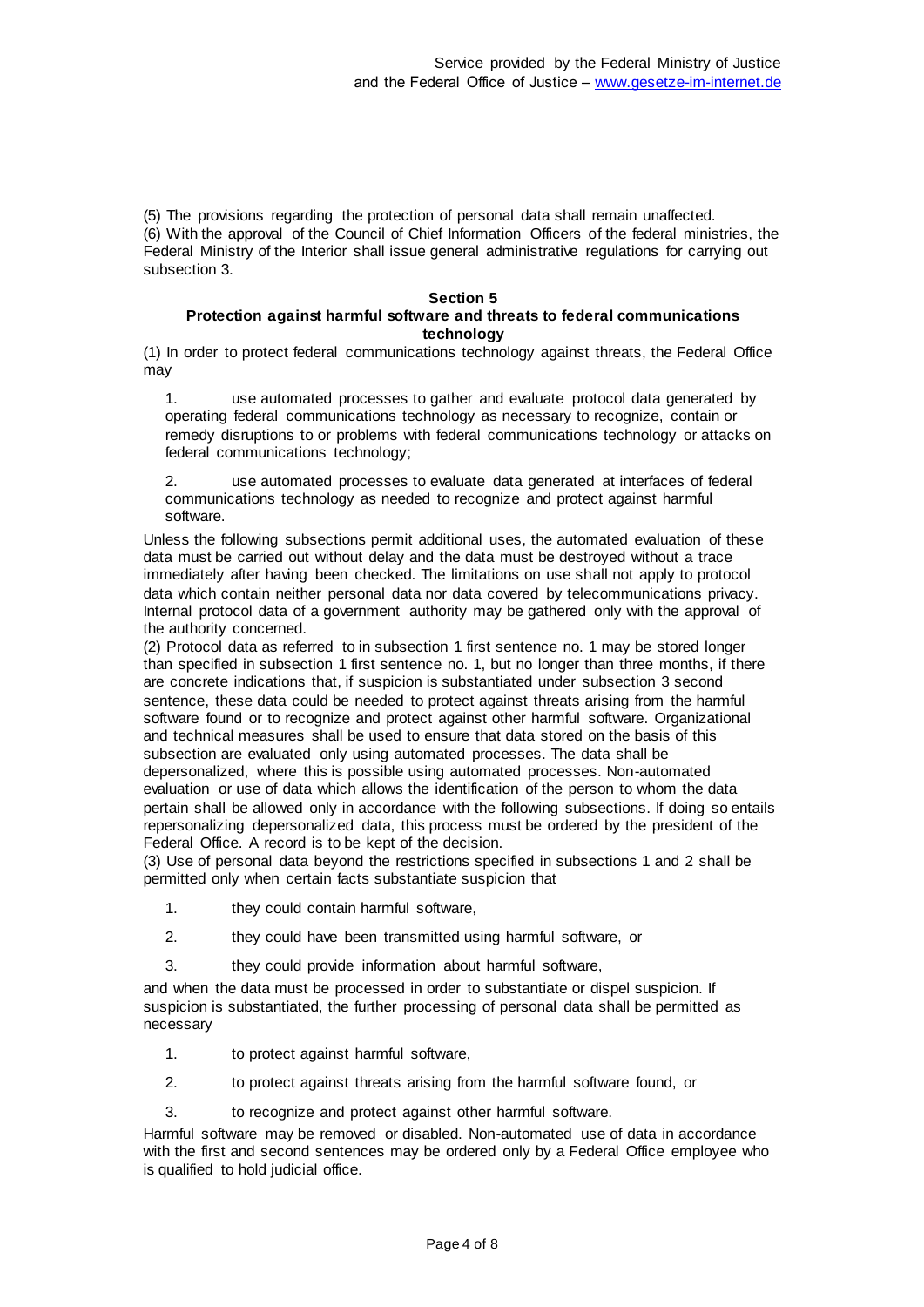(5) The provisions regarding the protection of personal data shall remain unaffected.
(6) With the approval of the Council of Chief Information Officers of the federal ministries, the Federal Ministry of the Interior shall issue general administrative regulations for carrying out subsection 3.

## Section 5
### Protection against harmful software and threats to federal communications technology

(1) In order to protect federal communications technology against threats, the Federal Office may

1. use automated processes to gather and evaluate protocol data generated by operating federal communications technology as necessary to recognize, contain or remedy disruptions to or problems with federal communications technology or attacks on federal communications technology;

2. use automated processes to evaluate data generated at interfaces of federal communications technology as needed to recognize and protect against harmful software.

Unless the following subsections permit additional uses, the automated evaluation of these data must be carried out without delay and the data must be destroyed without a trace immediately after having been checked. The limitations on use shall not apply to protocol data which contain neither personal data nor data covered by telecommunications privacy. Internal protocol data of a government authority may be gathered only with the approval of the authority concerned.
(2) Protocol data as referred to in subsection 1 first sentence no. 1 may be stored longer than specified in subsection 1 first sentence no. 1, but no longer than three months, if there are concrete indications that, if suspicion is substantiated under subsection 3 second sentence, these data could be needed to protect against threats arising from the harmful software found or to recognize and protect against other harmful software. Organizational and technical measures shall be used to ensure that data stored on the basis of this subsection are evaluated only using automated processes. The data shall be depersonalized, where this is possible using automated processes. Non-automated evaluation or use of data which allows the identification of the person to whom the data pertain shall be allowed only in accordance with the following subsections. If doing so entails repersonalizing depersonalized data, this process must be ordered by the president of the Federal Office. A record is to be kept of the decision.
(3) Use of personal data beyond the restrictions specified in subsections 1 and 2 shall be permitted only when certain facts substantiate suspicion that

1. they could contain harmful software,

2. they could have been transmitted using harmful software, or

3. they could provide information about harmful software,

and when the data must be processed in order to substantiate or dispel suspicion. If suspicion is substantiated, the further processing of personal data shall be permitted as necessary

1. to protect against harmful software,

2. to protect against threats arising from the harmful software found, or

3. to recognize and protect against other harmful software.

Harmful software may be removed or disabled. Non-automated use of data in accordance with the first and second sentences may be ordered only by a Federal Office employee who is qualified to hold judicial office.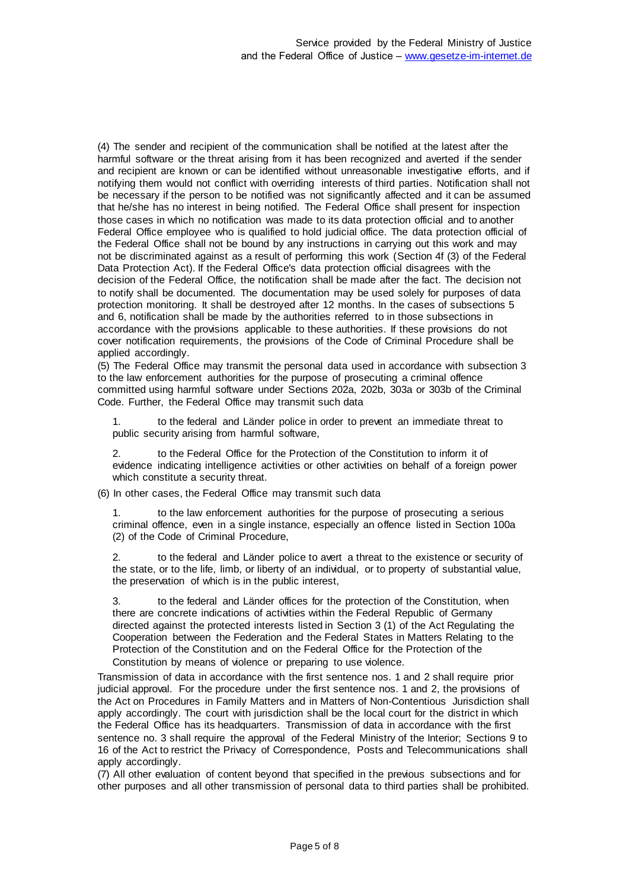(4) The sender and recipient of the communication shall be notified at the latest after the harmful software or the threat arising from it has been recognized and averted if the sender and recipient are known or can be identified without unreasonable investigative efforts, and if notifying them would not conflict with overriding interests of third parties. Notification shall not be necessary if the person to be notified was not significantly affected and it can be assumed that he/she has no interest in being notified. The Federal Office shall present for inspection those cases in which no notification was made to its data protection official and to another Federal Office employee who is qualified to hold judicial office. The data protection official of the Federal Office shall not be bound by any instructions in carrying out this work and may not be discriminated against as a result of performing this work (Section 4f (3) of the Federal Data Protection Act). If the Federal Office's data protection official disagrees with the decision of the Federal Office, the notification shall be made after the fact. The decision not to notify shall be documented. The documentation may be used solely for purposes of data protection monitoring. It shall be destroyed after 12 months. In the cases of subsections 5 and 6, notification shall be made by the authorities referred to in those subsections in accordance with the provisions applicable to these authorities. If these provisions do not cover notification requirements, the provisions of the Code of Criminal Procedure shall be applied accordingly.

(5) The Federal Office may transmit the personal data used in accordance with subsection 3 to the law enforcement authorities for the purpose of prosecuting a criminal offence committed using harmful software under Sections 202a, 202b, 303a or 303b of the Criminal Code. Further, the Federal Office may transmit such data

1. to the federal and Länder police in order to prevent an immediate threat to public security arising from harmful software,

2. to the Federal Office for the Protection of the Constitution to inform it of evidence indicating intelligence activities or other activities on behalf of a foreign power which constitute a security threat.

(6) In other cases, the Federal Office may transmit such data

1. to the law enforcement authorities for the purpose of prosecuting a serious criminal offence, even in a single instance, especially an offence listed in Section 100a (2) of the Code of Criminal Procedure,

2. to the federal and Länder police to avert a threat to the existence or security of the state, or to the life, limb, or liberty of an individual, or to property of substantial value, the preservation of which is in the public interest,

3. to the federal and Länder offices for the protection of the Constitution, when there are concrete indications of activities within the Federal Republic of Germany directed against the protected interests listed in Section 3 (1) of the Act Regulating the Cooperation between the Federation and the Federal States in Matters Relating to the Protection of the Constitution and on the Federal Office for the Protection of the Constitution by means of violence or preparing to use violence.

Transmission of data in accordance with the first sentence nos. 1 and 2 shall require prior judicial approval. For the procedure under the first sentence nos. 1 and 2, the provisions of the Act on Procedures in Family Matters and in Matters of Non-Contentious Jurisdiction shall apply accordingly. The court with jurisdiction shall be the local court for the district in which the Federal Office has its headquarters. Transmission of data in accordance with the first sentence no. 3 shall require the approval of the Federal Ministry of the Interior; Sections 9 to 16 of the Act to restrict the Privacy of Correspondence, Posts and Telecommunications shall apply accordingly.

(7) All other evaluation of content beyond that specified in the previous subsections and for other purposes and all other transmission of personal data to third parties shall be prohibited.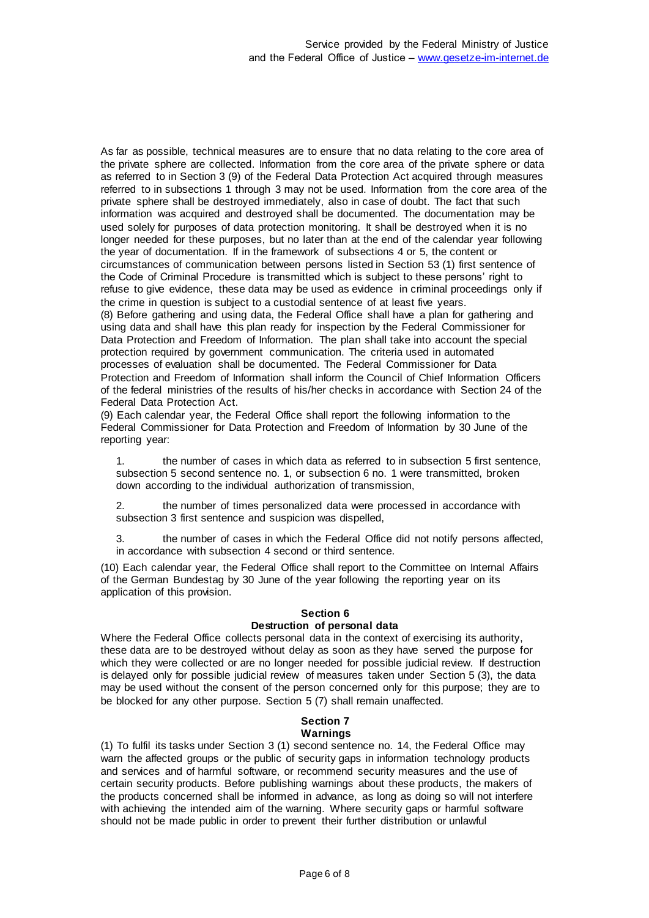As far as possible, technical measures are to ensure that no data relating to the core area of the private sphere are collected. Information from the core area of the private sphere or data as referred to in Section 3 (9) of the Federal Data Protection Act acquired through measures referred to in subsections 1 through 3 may not be used. Information from the core area of the private sphere shall be destroyed immediately, also in case of doubt. The fact that such information was acquired and destroyed shall be documented. The documentation may be used solely for purposes of data protection monitoring. It shall be destroyed when it is no longer needed for these purposes, but no later than at the end of the calendar year following the year of documentation. If in the framework of subsections 4 or 5, the content or circumstances of communication between persons listed in Section 53 (1) first sentence of the Code of Criminal Procedure is transmitted which is subject to these persons' right to refuse to give evidence, these data may be used as evidence in criminal proceedings only if the crime in question is subject to a custodial sentence of at least five years.

(8) Before gathering and using data, the Federal Office shall have a plan for gathering and using data and shall have this plan ready for inspection by the Federal Commissioner for Data Protection and Freedom of Information. The plan shall take into account the special protection required by government communication. The criteria used in automated processes of evaluation shall be documented. The Federal Commissioner for Data Protection and Freedom of Information shall inform the Council of Chief Information Officers of the federal ministries of the results of his/her checks in accordance with Section 24 of the Federal Data Protection Act.

(9) Each calendar year, the Federal Office shall report the following information to the Federal Commissioner for Data Protection and Freedom of Information by 30 June of the reporting year:

1. the number of cases in which data as referred to in subsection 5 first sentence, subsection 5 second sentence no. 1, or subsection 6 no. 1 were transmitted, broken down according to the individual authorization of transmission,

2. the number of times personalized data were processed in accordance with subsection 3 first sentence and suspicion was dispelled,

3. the number of cases in which the Federal Office did not notify persons affected, in accordance with subsection 4 second or third sentence.

(10) Each calendar year, the Federal Office shall report to the Committee on Internal Affairs of the German Bundestag by 30 June of the year following the reporting year on its application of this provision.

### Section 6
### Destruction of personal data

Where the Federal Office collects personal data in the context of exercising its authority, these data are to be destroyed without delay as soon as they have served the purpose for which they were collected or are no longer needed for possible judicial review. If destruction is delayed only for possible judicial review of measures taken under Section 5 (3), the data may be used without the consent of the person concerned only for this purpose; they are to be blocked for any other purpose. Section 5 (7) shall remain unaffected.

### Section 7
### Warnings

(1) To fulfil its tasks under Section 3 (1) second sentence no. 14, the Federal Office may warn the affected groups or the public of security gaps in information technology products and services and of harmful software, or recommend security measures and the use of certain security products. Before publishing warnings about these products, the makers of the products concerned shall be informed in advance, as long as doing so will not interfere with achieving the intended aim of the warning. Where security gaps or harmful software should not be made public in order to prevent their further distribution or unlawful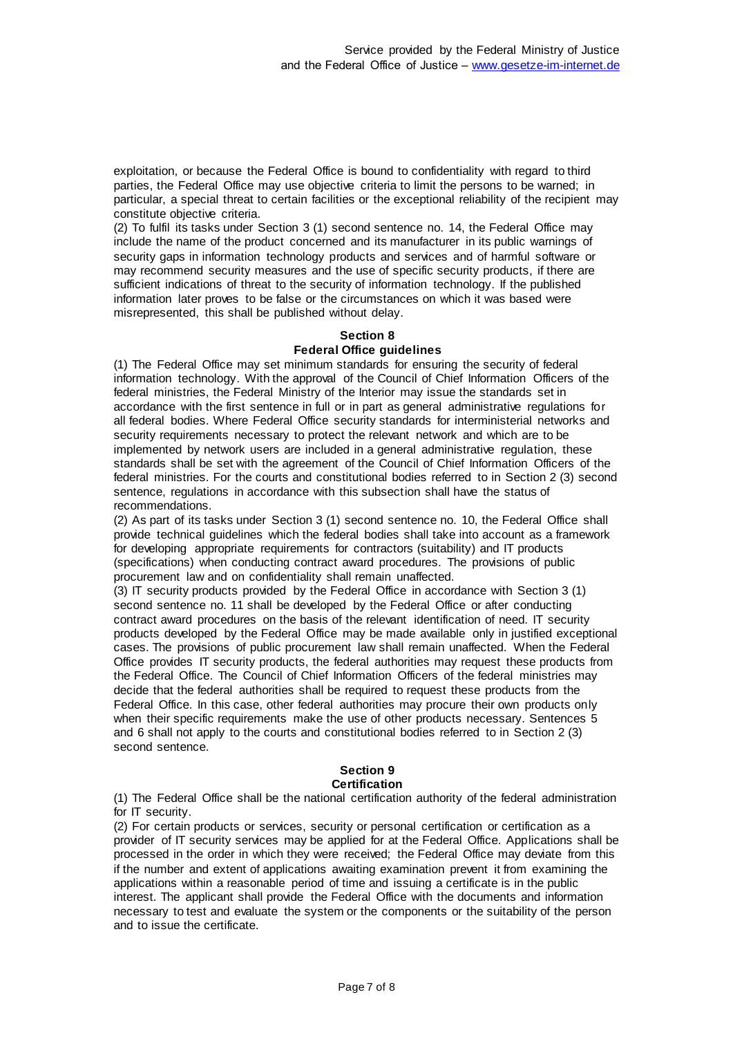exploitation, or because the Federal Office is bound to confidentiality with regard to third parties, the Federal Office may use objective criteria to limit the persons to be warned; in particular, a special threat to certain facilities or the exceptional reliability of the recipient may constitute objective criteria.

(2) To fulfil its tasks under Section 3 (1) second sentence no. 14, the Federal Office may include the name of the product concerned and its manufacturer in its public warnings of security gaps in information technology products and services and of harmful software or may recommend security measures and the use of specific security products, if there are sufficient indications of threat to the security of information technology. If the published information later proves to be false or the circumstances on which it was based were misrepresented, this shall be published without delay.

**Section 8**
**Federal Office guidelines**

(1) The Federal Office may set minimum standards for ensuring the security of federal information technology. With the approval of the Council of Chief Information Officers of the federal ministries, the Federal Ministry of the Interior may issue the standards set in accordance with the first sentence in full or in part as general administrative regulations for all federal bodies. Where Federal Office security standards for interministerial networks and security requirements necessary to protect the relevant network and which are to be implemented by network users are included in a general administrative regulation, these standards shall be set with the agreement of the Council of Chief Information Officers of the federal ministries. For the courts and constitutional bodies referred to in Section 2 (3) second sentence, regulations in accordance with this subsection shall have the status of recommendations.

(2) As part of its tasks under Section 3 (1) second sentence no. 10, the Federal Office shall provide technical guidelines which the federal bodies shall take into account as a framework for developing appropriate requirements for contractors (suitability) and IT products (specifications) when conducting contract award procedures. The provisions of public procurement law and on confidentiality shall remain unaffected.

(3) IT security products provided by the Federal Office in accordance with Section 3 (1) second sentence no. 11 shall be developed by the Federal Office or after conducting contract award procedures on the basis of the relevant identification of need. IT security products developed by the Federal Office may be made available only in justified exceptional cases. The provisions of public procurement law shall remain unaffected. When the Federal Office provides IT security products, the federal authorities may request these products from the Federal Office. The Council of Chief Information Officers of the federal ministries may decide that the federal authorities shall be required to request these products from the Federal Office. In this case, other federal authorities may procure their own products only when their specific requirements make the use of other products necessary. Sentences 5 and 6 shall not apply to the courts and constitutional bodies referred to in Section 2 (3) second sentence.

**Section 9**
**Certification**

(1) The Federal Office shall be the national certification authority of the federal administration for IT security.

(2) For certain products or services, security or personal certification or certification as a provider of IT security services may be applied for at the Federal Office. Applications shall be processed in the order in which they were received; the Federal Office may deviate from this if the number and extent of applications awaiting examination prevent it from examining the applications within a reasonable period of time and issuing a certificate is in the public interest. The applicant shall provide the Federal Office with the documents and information necessary to test and evaluate the system or the components or the suitability of the person and to issue the certificate.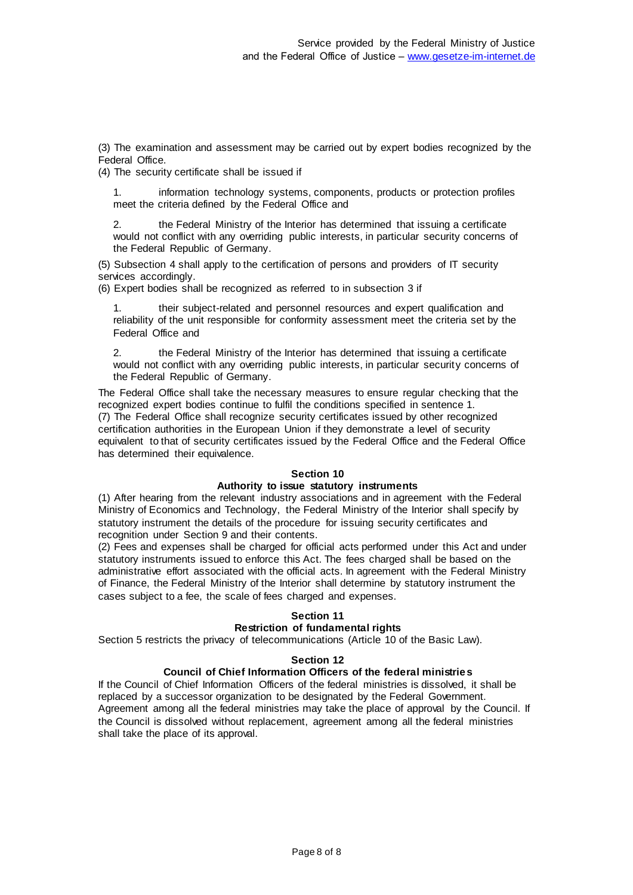(3) The examination and assessment may be carried out by expert bodies recognized by the Federal Office.

(4) The security certificate shall be issued if

1. information technology systems, components, products or protection profiles meet the criteria defined by the Federal Office and

2. the Federal Ministry of the Interior has determined that issuing a certificate would not conflict with any overriding public interests, in particular security concerns of the Federal Republic of Germany.

(5) Subsection 4 shall apply to the certification of persons and providers of IT security services accordingly.

(6) Expert bodies shall be recognized as referred to in subsection 3 if

1. their subject-related and personnel resources and expert qualification and reliability of the unit responsible for conformity assessment meet the criteria set by the Federal Office and

2. the Federal Ministry of the Interior has determined that issuing a certificate would not conflict with any overriding public interests, in particular security concerns of the Federal Republic of Germany.

The Federal Office shall take the necessary measures to ensure regular checking that the recognized expert bodies continue to fulfil the conditions specified in sentence 1.

(7) The Federal Office shall recognize security certificates issued by other recognized certification authorities in the European Union if they demonstrate a level of security equivalent to that of security certificates issued by the Federal Office and the Federal Office has determined their equivalence.

### Section 10
### Authority to issue statutory instruments

(1) After hearing from the relevant industry associations and in agreement with the Federal Ministry of Economics and Technology, the Federal Ministry of the Interior shall specify by statutory instrument the details of the procedure for issuing security certificates and recognition under Section 9 and their contents.

(2) Fees and expenses shall be charged for official acts performed under this Act and under statutory instruments issued to enforce this Act. The fees charged shall be based on the administrative effort associated with the official acts. In agreement with the Federal Ministry of Finance, the Federal Ministry of the Interior shall determine by statutory instrument the cases subject to a fee, the scale of fees charged and expenses.

### Section 11
### Restriction of fundamental rights

Section 5 restricts the privacy of telecommunications (Article 10 of the Basic Law).

### Section 12
### Council of Chief Information Officers of the federal ministries

If the Council of Chief Information Officers of the federal ministries is dissolved, it shall be replaced by a successor organization to be designated by the Federal Government. Agreement among all the federal ministries may take the place of approval by the Council. If the Council is dissolved without replacement, agreement among all the federal ministries shall take the place of its approval.